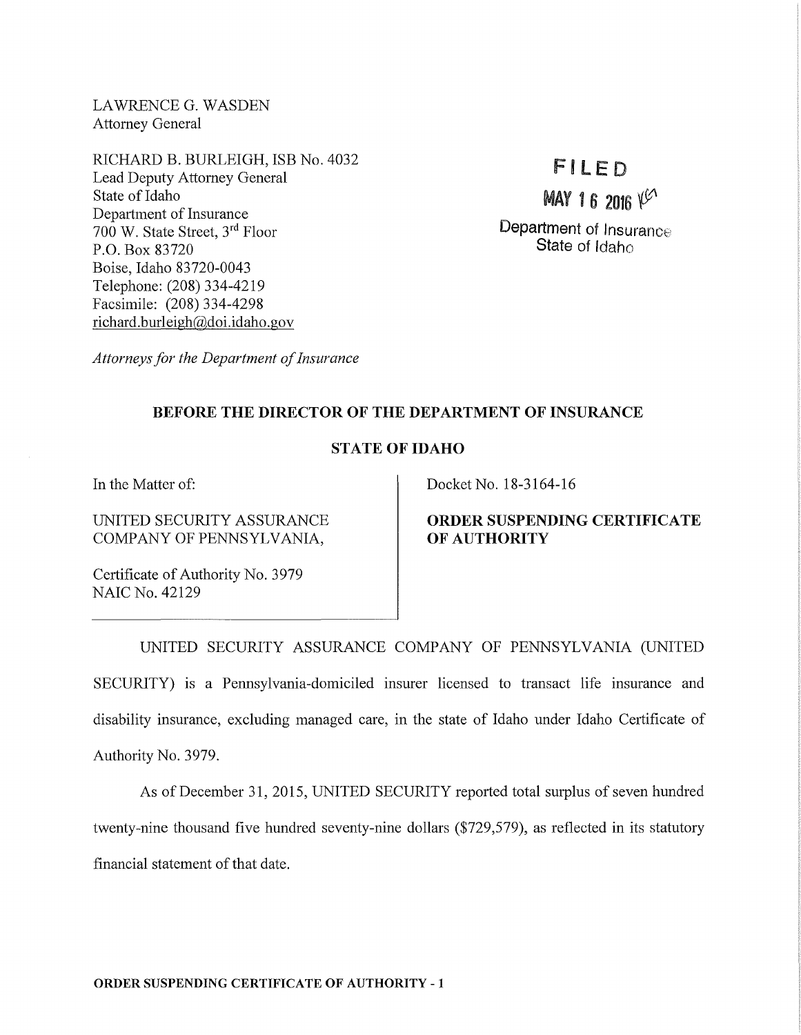LAWRENCE G. WASDEN
Attorney General

RICHARD B. BURLEIGH, ISB No. 4032
Lead Deputy Attorney General
State of Idaho
Department of Insurance
700 W. State Street, 3rd Floor
P.O. Box 83720
Boise, Idaho 83720-0043
Telephone: (208) 334-4219
Facsimile: (208) 334-4298
richard.burleigh@doi.idaho.gov

FILED
MAY 16 2016
Department of Insurance
State of Idaho

*Attorneys for the Department of Insurance*

**BEFORE THE DIRECTOR OF THE DEPARTMENT OF INSURANCE**

**STATE OF IDAHO**

| In the Matter of:<br><br>UNITED SECURITY ASSURANCE COMPANY OF PENNSYLVANIA,<br><br>Certificate of Authority No. 3979<br>NAIC No. 42129 | Docket No. 18-3164-16<br><br>**ORDER SUSPENDING CERTIFICATE OF AUTHORITY** |
|---|---|

UNITED SECURITY ASSURANCE COMPANY OF PENNSYLVANIA (UNITED SECURITY) is a Pennsylvania-domiciled insurer licensed to transact life insurance and disability insurance, excluding managed care, in the state of Idaho under Idaho Certificate of Authority No. 3979.

As of December 31, 2015, UNITED SECURITY reported total surplus of seven hundred twenty-nine thousand five hundred seventy-nine dollars ($729,579), as reflected in its statutory financial statement of that date.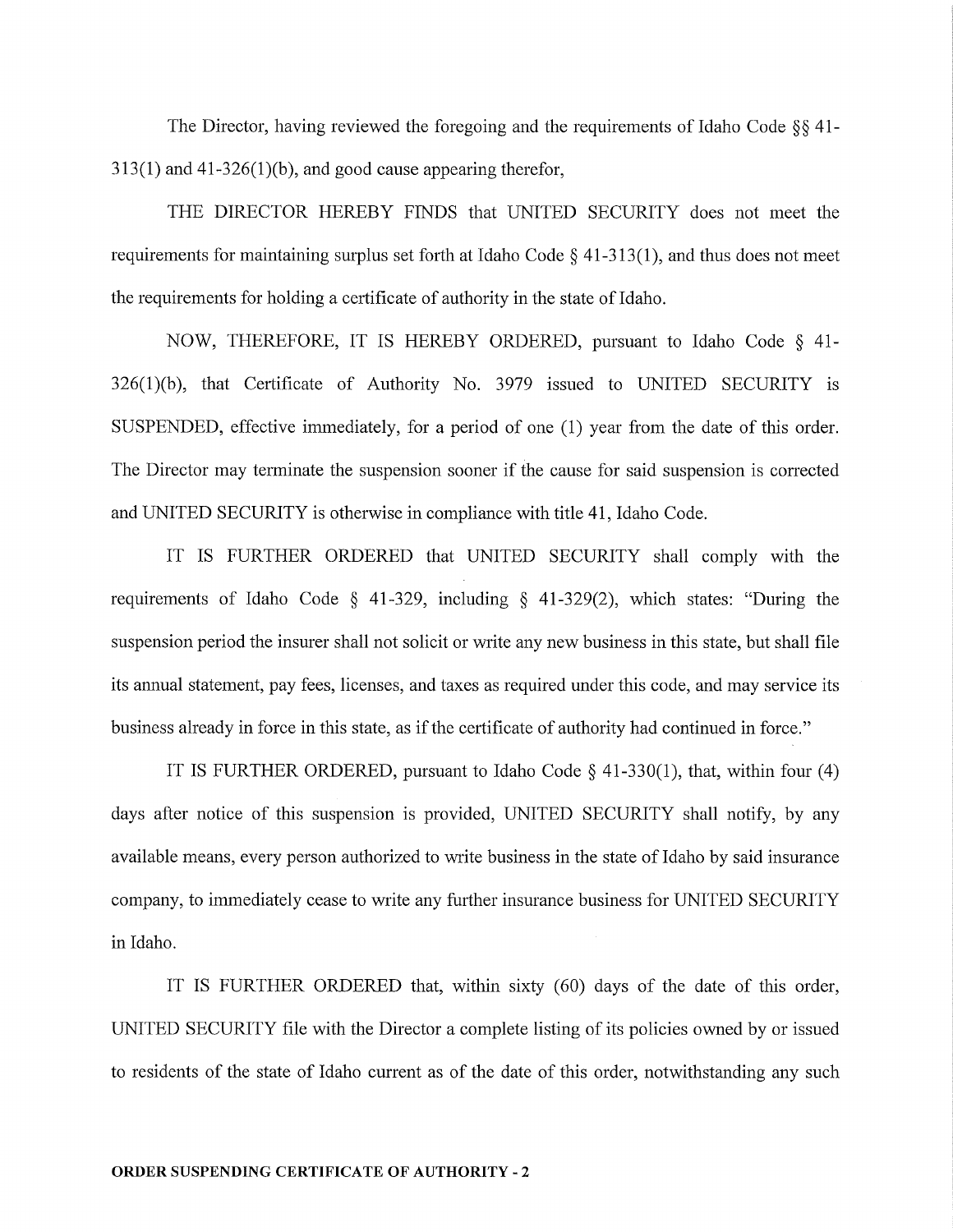The Director, having reviewed the foregoing and the requirements of Idaho Code §§ 41-313(1) and 41-326(1)(b), and good cause appearing therefor,

THE DIRECTOR HEREBY FINDS that UNITED SECURITY does not meet the requirements for maintaining surplus set forth at Idaho Code § 41-313(1), and thus does not meet the requirements for holding a certificate of authority in the state of Idaho.

NOW, THEREFORE, IT IS HEREBY ORDERED, pursuant to Idaho Code § 41-326(1)(b), that Certificate of Authority No. 3979 issued to UNITED SECURITY is SUSPENDED, effective immediately, for a period of one (1) year from the date of this order. The Director may terminate the suspension sooner if the cause for said suspension is corrected and UNITED SECURITY is otherwise in compliance with title 41, Idaho Code.

IT IS FURTHER ORDERED that UNITED SECURITY shall comply with the requirements of Idaho Code § 41-329, including § 41-329(2), which states: "During the suspension period the insurer shall not solicit or write any new business in this state, but shall file its annual statement, pay fees, licenses, and taxes as required under this code, and may service its business already in force in this state, as if the certificate of authority had continued in force."

IT IS FURTHER ORDERED, pursuant to Idaho Code § 41-330(1), that, within four (4) days after notice of this suspension is provided, UNITED SECURITY shall notify, by any available means, every person authorized to write business in the state of Idaho by said insurance company, to immediately cease to write any further insurance business for UNITED SECURITY in Idaho.

IT IS FURTHER ORDERED that, within sixty (60) days of the date of this order, UNITED SECURITY file with the Director a complete listing of its policies owned by or issued to residents of the state of Idaho current as of the date of this order, notwithstanding any such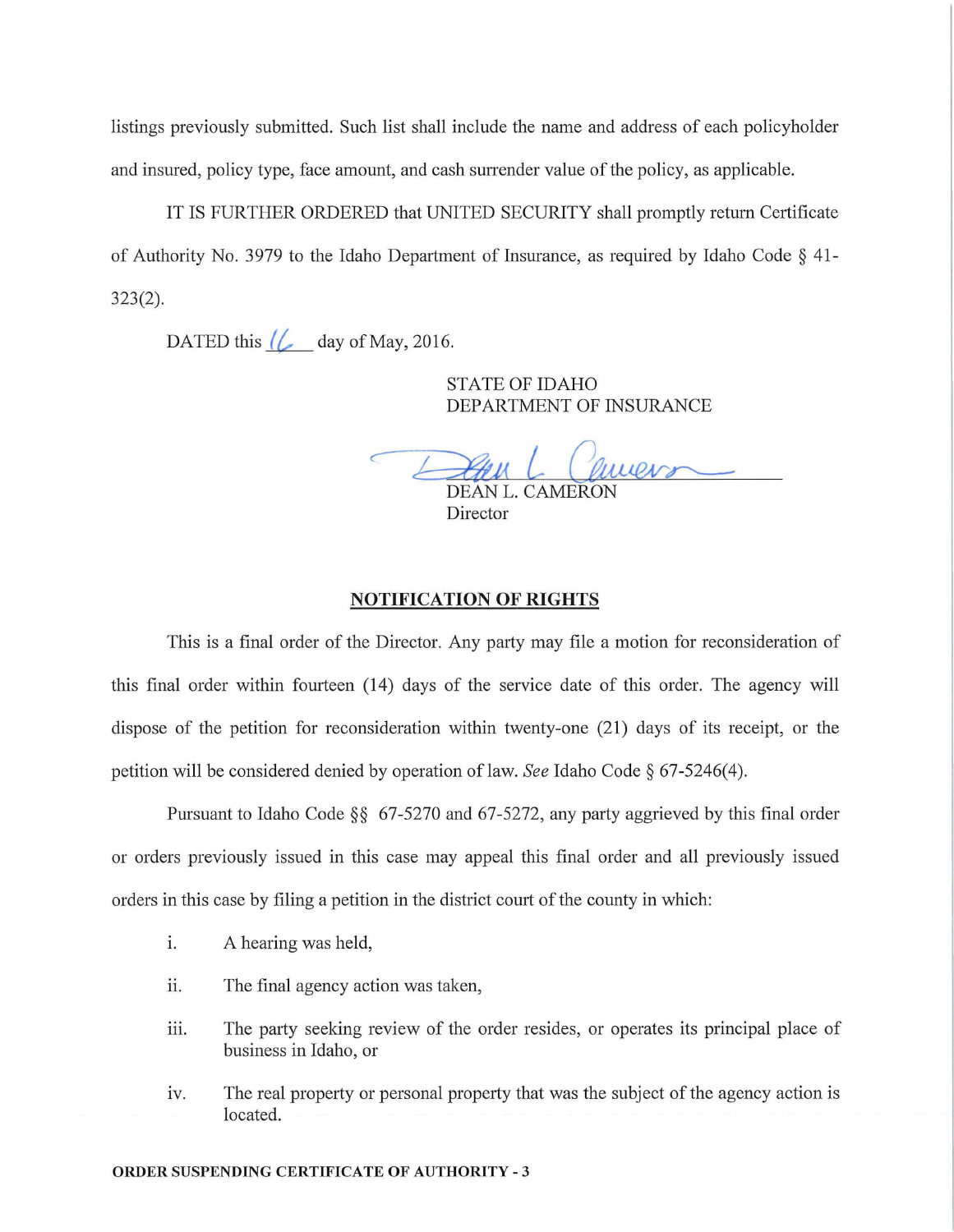listings previously submitted. Such list shall include the name and address of each policyholder and insured, policy type, face amount, and cash surrender value of the policy, as applicable.

IT IS FURTHER ORDERED that UNITED SECURITY shall promptly return Certificate of Authority No. 3979 to the Idaho Department of Insurance, as required by Idaho Code § 41-323(2).

DATED this 16 day of May, 2016.

STATE OF IDAHO
DEPARTMENT OF INSURANCE

DEAN L. CAMERON
Director

## NOTIFICATION OF RIGHTS

This is a final order of the Director. Any party may file a motion for reconsideration of this final order within fourteen (14) days of the service date of this order. The agency will dispose of the petition for reconsideration within twenty-one (21) days of its receipt, or the petition will be considered denied by operation of law. *See* Idaho Code § 67-5246(4).

Pursuant to Idaho Code §§ 67-5270 and 67-5272, any party aggrieved by this final order or orders previously issued in this case may appeal this final order and all previously issued orders in this case by filing a petition in the district court of the county in which:

i. A hearing was held,

ii. The final agency action was taken,

iii. The party seeking review of the order resides, or operates its principal place of business in Idaho, or

iv. The real property or personal property that was the subject of the agency action is located.

**ORDER SUSPENDING CERTIFICATE OF AUTHORITY - 3**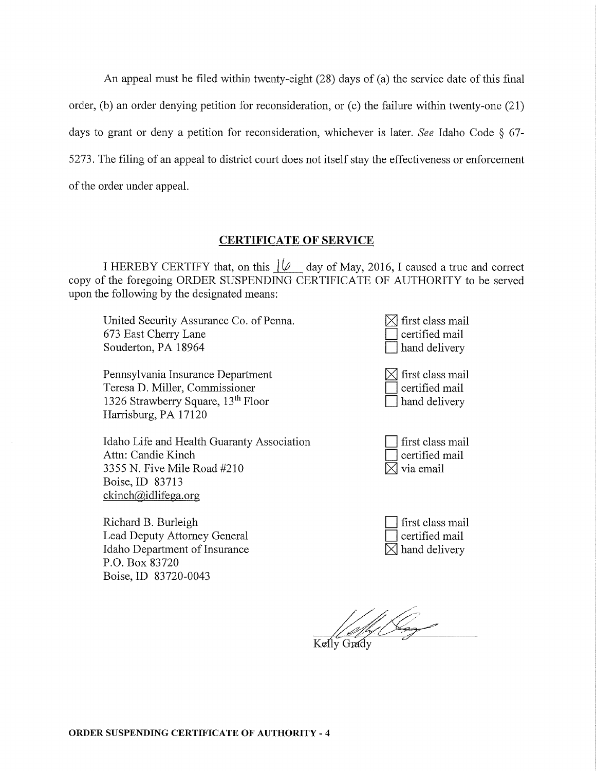An appeal must be filed within twenty-eight (28) days of (a) the service date of this final order, (b) an order denying petition for reconsideration, or (c) the failure within twenty-one (21) days to grant or deny a petition for reconsideration, whichever is later. *See* Idaho Code § 67-5273. The filing of an appeal to district court does not itself stay the effectiveness or enforcement of the order under appeal.

## CERTIFICATE OF SERVICE

I HEREBY CERTIFY that, on this 16 day of May, 2016, I caused a true and correct copy of the foregoing ORDER SUSPENDING CERTIFICATE OF AUTHORITY to be served upon the following by the designated means:

| | |
|---|---|
| United Security Assurance Co. of Penna.<br>673 East Cherry Lane<br>Souderton, PA 18964 | ☒ first class mail<br>☐ certified mail<br>☐ hand delivery |
| Pennsylvania Insurance Department<br>Teresa D. Miller, Commissioner<br>1326 Strawberry Square, 13th Floor<br>Harrisburg, PA 17120 | ☒ first class mail<br>☐ certified mail<br>☐ hand delivery |
| Idaho Life and Health Guaranty Association<br>Attn: Candie Kinch<br>3355 N. Five Mile Road #210<br>Boise, ID 83713<br>ckinch@idlifega.org | ☐ first class mail<br>☐ certified mail<br>☒ via email |
| Richard B. Burleigh<br>Lead Deputy Attorney General<br>Idaho Department of Insurance<br>P.O. Box 83720<br>Boise, ID 83720-0043 | ☐ first class mail<br>☐ certified mail<br>☒ hand delivery |

Kelly Grady